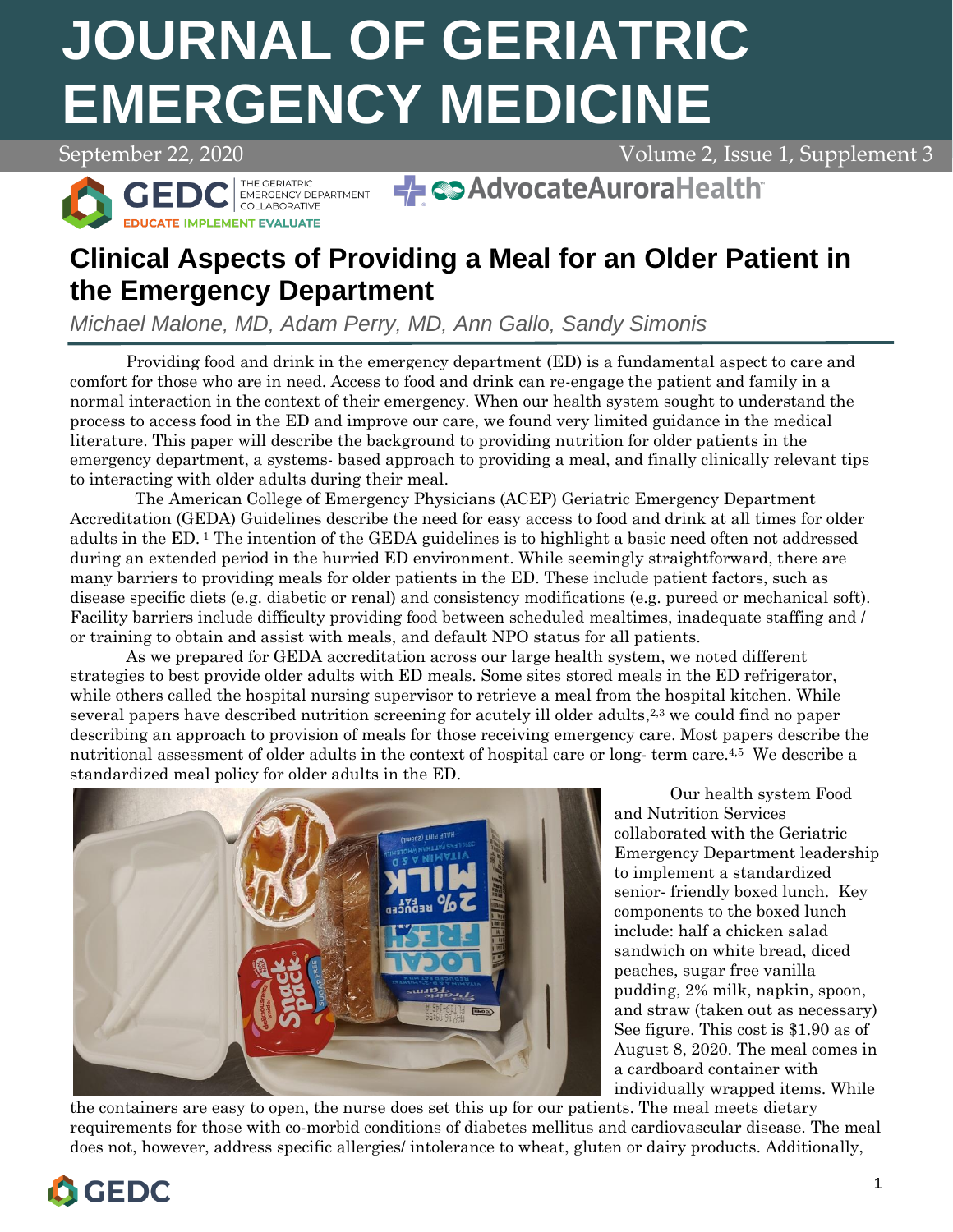# JOURNAL OF GERIATRIC EMERGENCY MEDICINE

September 22, 2020 — Volume 2, Issue 1, Supplement 3

## Clinical Aspects of Providing a Meal for an Older Patient in the Emergency Department

*Michael Malone, MD, Adam Perry, MD, Ann Gallo, Sandy Simonis*

Providing food and drink in the emergency department (ED) is a fundamental aspect to care and comfort for those who are in need. Access to food and drink can re-engage the patient and family in a normal interaction in the context of their emergency. When our health system sought to understand the process to access food in the ED and improve our care, we found very limited guidance in the medical literature. This paper will describe the background to providing nutrition for older patients in the emergency department, a systems- based approach to providing a meal, and finally clinically relevant tips to interacting with older adults during their meal.

The American College of Emergency Physicians (ACEP) Geriatric Emergency Department Accreditation (GEDA) Guidelines describe the need for easy access to food and drink at all times for older adults in the ED. [1] The intention of the GEDA guidelines is to highlight a basic need often not addressed during an extended period in the hurried ED environment. While seemingly straightforward, there are many barriers to providing meals for older patients in the ED. These include patient factors, such as disease specific diets (e.g. diabetic or renal) and consistency modifications (e.g. pureed or mechanical soft). Facility barriers include difficulty providing food between scheduled mealtimes, inadequate staffing and / or training to obtain and assist with meals, and default NPO status for all patients.

As we prepared for GEDA accreditation across our large health system, we noted different strategies to best provide older adults with ED meals. Some sites stored meals in the ED refrigerator, while others called the hospital nursing supervisor to retrieve a meal from the hospital kitchen. While several papers have described nutrition screening for acutely ill older adults,[2,3] we could find no paper describing an approach to provision of meals for those receiving emergency care. Most papers describe the nutritional assessment of older adults in the context of hospital care or long- term care.[4,5] We describe a standardized meal policy for older adults in the ED.

Our health system Food and Nutrition Services collaborated with the Geriatric Emergency Department leadership to implement a standardized senior- friendly boxed lunch. Key components to the boxed lunch include: half a chicken salad sandwich on white bread, diced peaches, sugar free vanilla pudding, 2% milk, napkin, spoon, and straw (taken out as necessary) See figure. This cost is $1.90 as of August 8, 2020. The meal comes in a cardboard container with individually wrapped items. While the containers are easy to open, the nurse does set this up for our patients. The meal meets dietary requirements for those with co-morbid conditions of diabetes mellitus and cardiovascular disease. The meal does not, however, address specific allergies/ intolerance to wheat, gluten or dairy products. Additionally,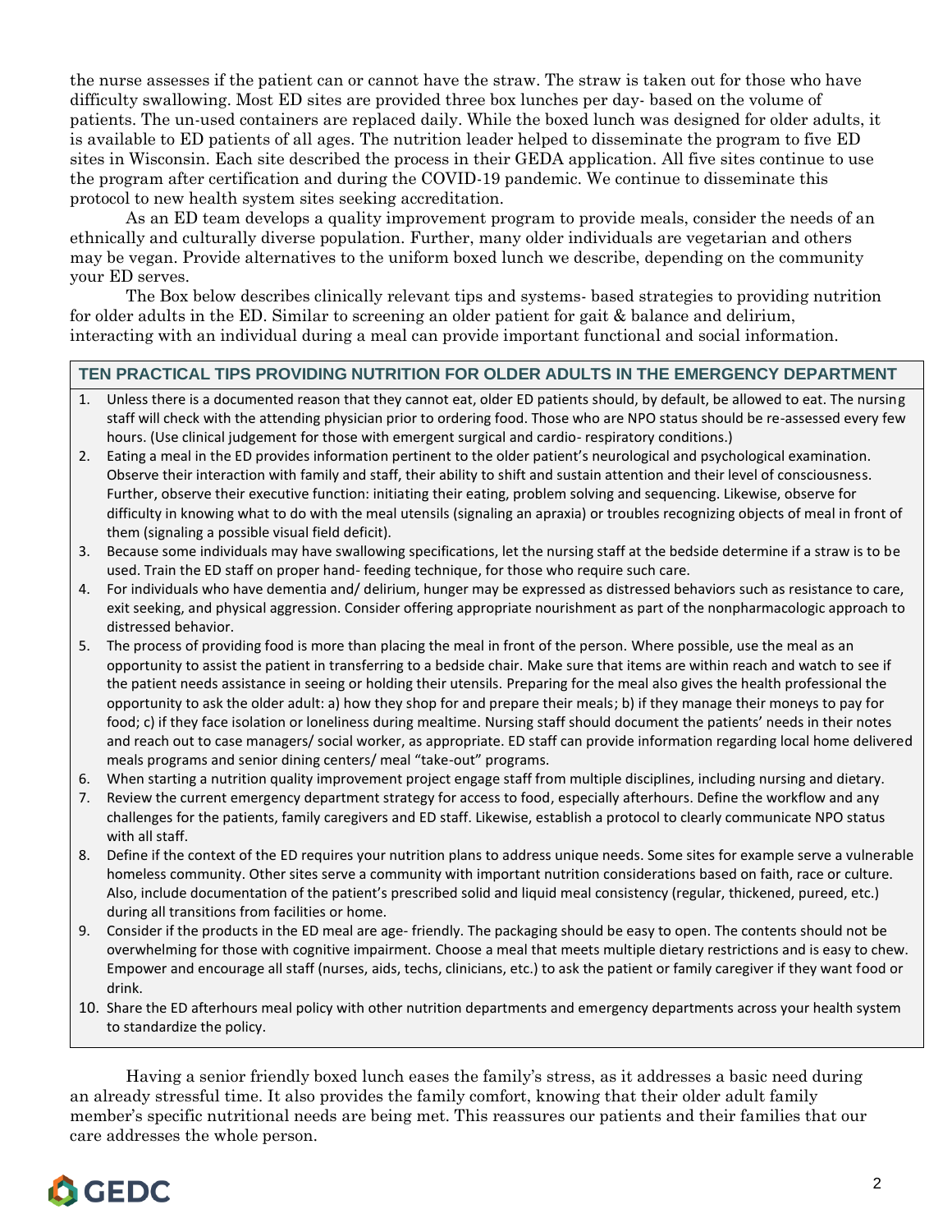the nurse assesses if the patient can or cannot have the straw. The straw is taken out for those who have difficulty swallowing. Most ED sites are provided three box lunches per day- based on the volume of patients. The un-used containers are replaced daily. While the boxed lunch was designed for older adults, it is available to ED patients of all ages. The nutrition leader helped to disseminate the program to five ED sites in Wisconsin. Each site described the process in their GEDA application. All five sites continue to use the program after certification and during the COVID-19 pandemic. We continue to disseminate this protocol to new health system sites seeking accreditation.

As an ED team develops a quality improvement program to provide meals, consider the needs of an ethnically and culturally diverse population. Further, many older individuals are vegetarian and others may be vegan. Provide alternatives to the uniform boxed lunch we describe, depending on the community your ED serves.

The Box below describes clinically relevant tips and systems- based strategies to providing nutrition for older adults in the ED. Similar to screening an older patient for gait & balance and delirium, interacting with an individual during a meal can provide important functional and social information.

### TEN PRACTICAL TIPS PROVIDING NUTRITION FOR OLDER ADULTS IN THE EMERGENCY DEPARTMENT

1. Unless there is a documented reason that they cannot eat, older ED patients should, by default, be allowed to eat. The nursing staff will check with the attending physician prior to ordering food. Those who are NPO status should be re-assessed every few hours. (Use clinical judgement for those with emergent surgical and cardio- respiratory conditions.)
2. Eating a meal in the ED provides information pertinent to the older patient's neurological and psychological examination. Observe their interaction with family and staff, their ability to shift and sustain attention and their level of consciousness. Further, observe their executive function: initiating their eating, problem solving and sequencing. Likewise, observe for difficulty in knowing what to do with the meal utensils (signaling an apraxia) or troubles recognizing objects of meal in front of them (signaling a possible visual field deficit).
3. Because some individuals may have swallowing specifications, let the nursing staff at the bedside determine if a straw is to be used. Train the ED staff on proper hand- feeding technique, for those who require such care.
4. For individuals who have dementia and/ delirium, hunger may be expressed as distressed behaviors such as resistance to care, exit seeking, and physical aggression. Consider offering appropriate nourishment as part of the nonpharmacologic approach to distressed behavior.
5. The process of providing food is more than placing the meal in front of the person. Where possible, use the meal as an opportunity to assist the patient in transferring to a bedside chair. Make sure that items are within reach and watch to see if the patient needs assistance in seeing or holding their utensils. Preparing for the meal also gives the health professional the opportunity to ask the older adult: a) how they shop for and prepare their meals; b) if they manage their moneys to pay for food; c) if they face isolation or loneliness during mealtime. Nursing staff should document the patients' needs in their notes and reach out to case managers/ social worker, as appropriate. ED staff can provide information regarding local home delivered meals programs and senior dining centers/ meal "take-out" programs.
6. When starting a nutrition quality improvement project engage staff from multiple disciplines, including nursing and dietary.
7. Review the current emergency department strategy for access to food, especially afterhours. Define the workflow and any challenges for the patients, family caregivers and ED staff. Likewise, establish a protocol to clearly communicate NPO status with all staff.
8. Define if the context of the ED requires your nutrition plans to address unique needs. Some sites for example serve a vulnerable homeless community. Other sites serve a community with important nutrition considerations based on faith, race or culture. Also, include documentation of the patient's prescribed solid and liquid meal consistency (regular, thickened, pureed, etc.) during all transitions from facilities or home.
9. Consider if the products in the ED meal are age- friendly. The packaging should be easy to open. The contents should not be overwhelming for those with cognitive impairment. Choose a meal that meets multiple dietary restrictions and is easy to chew. Empower and encourage all staff (nurses, aids, techs, clinicians, etc.) to ask the patient or family caregiver if they want food or drink.
10. Share the ED afterhours meal policy with other nutrition departments and emergency departments across your health system to standardize the policy.

Having a senior friendly boxed lunch eases the family's stress, as it addresses a basic need during an already stressful time. It also provides the family comfort, knowing that their older adult family member's specific nutritional needs are being met. This reassures our patients and their families that our care addresses the whole person.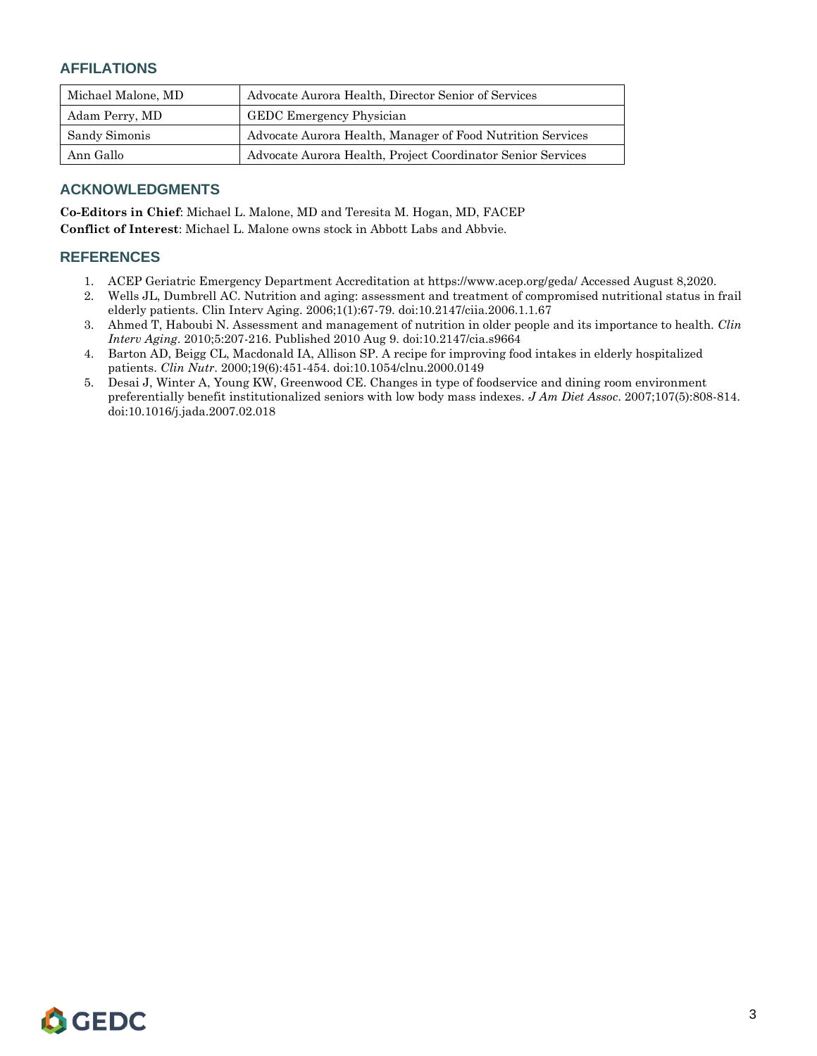## AFFILATIONS

| | |
|---|---|
| Michael Malone, MD | Advocate Aurora Health, Director Senior of Services |
| Adam Perry, MD | GEDC Emergency Physician |
| Sandy Simonis | Advocate Aurora Health, Manager of Food Nutrition Services |
| Ann Gallo | Advocate Aurora Health, Project Coordinator Senior Services |

## ACKNOWLEDGMENTS

**Co-Editors in Chief**: Michael L. Malone, MD and Teresita M. Hogan, MD, FACEP
**Conflict of Interest**: Michael L. Malone owns stock in Abbott Labs and Abbvie.

## REFERENCES

1. ACEP Geriatric Emergency Department Accreditation at https://www.acep.org/geda/ Accessed August 8,2020.
2. Wells JL, Dumbrell AC. Nutrition and aging: assessment and treatment of compromised nutritional status in frail elderly patients. Clin Interv Aging. 2006;1(1):67-79. doi:10.2147/ciia.2006.1.1.67
3. Ahmed T, Haboubi N. Assessment and management of nutrition in older people and its importance to health. *Clin Interv Aging*. 2010;5:207-216. Published 2010 Aug 9. doi:10.2147/cia.s9664
4. Barton AD, Beigg CL, Macdonald IA, Allison SP. A recipe for improving food intakes in elderly hospitalized patients. *Clin Nutr*. 2000;19(6):451-454. doi:10.1054/clnu.2000.0149
5. Desai J, Winter A, Young KW, Greenwood CE. Changes in type of foodservice and dining room environment preferentially benefit institutionalized seniors with low body mass indexes. *J Am Diet Assoc*. 2007;107(5):808-814. doi:10.1016/j.jada.2007.02.018